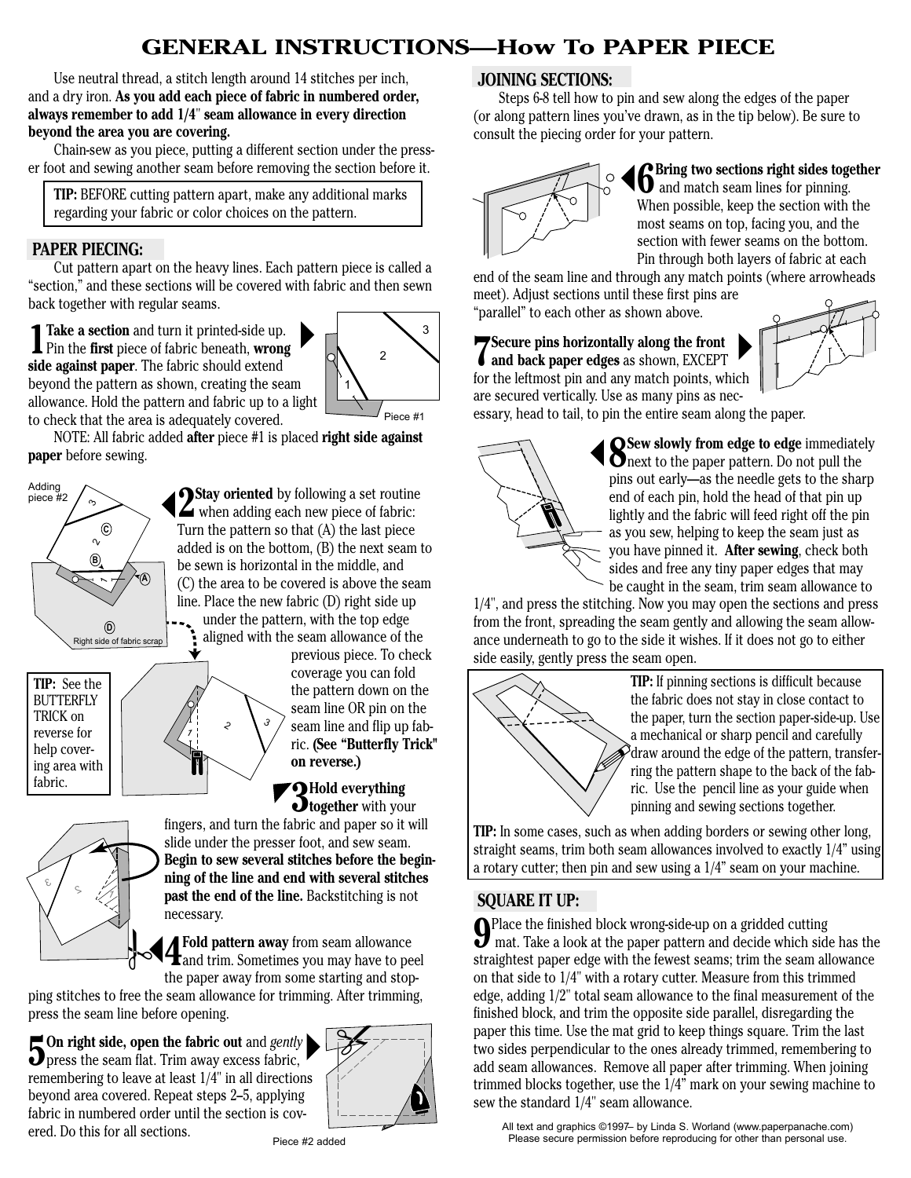# GENERAL INSTRUCTIONS—How To PAPER PIECE

Use neutral thread, a stitch length around 14 stitches per inch, and a dry iron. **As you add each piece of fabric in numbered order, always remember to add 1/4" seam allowance in every direction beyond the area you are covering.**

Chain-sew as you piece, putting a different section under the presser foot and sewing another seam before removing the section before it.

> **TIP:** BEFORE cutting pattern apart, make any additional marks regarding your fabric or color choices on the pattern.

## PAPER PIECING:

Cut pattern apart on the heavy lines. Each pattern piece is called a "section," and these sections will be covered with fabric and then sewn back together with regular seams.

**1 Take a section** and turn it printed-side up. Pin the **first** piece of fabric beneath, **wrong side against paper**. The fabric should extend beyond the pattern as shown, creating the seam allowance. Hold the pattern and fabric up to a light to check that the area is adequately covered.

Piece #1

NOTE: All fabric added **after** piece #1 is placed **right side against paper** before sewing.

Adding piece #2

Right side of fabric scrap

**2 Stay oriented** by following a set routine when adding each new piece of fabric: Turn the pattern so that (A) the last piece added is on the bottom, (B) the next seam to be sewn is horizontal in the middle, and (C) the area to be covered is above the seam line. Place the new fabric (D) right side up under the pattern, with the top edge aligned with the seam allowance of the previous piece. To check coverage you can fold the pattern down on the seam line OR pin on the seam line and flip up fabric. **(See "Butterfly Trick" on reverse.)**

> **TIP:** See the BUTTERFLY TRICK on reverse for help covering area with fabric.

**3 Hold everything together** with your fingers, and turn the fabric and paper so it will slide under the presser foot, and sew seam. **Begin to sew several stitches before the beginning of the line and end with several stitches past the end of the line.** Backstitching is not necessary.

**4 Fold pattern away** from seam allowance and trim. Sometimes you may have to peel the paper away from some starting and stopping stitches to free the seam allowance for trimming. After trimming, press the seam line before opening.

**5 On right side, open the fabric out** and *gently* press the seam flat. Trim away excess fabric, remembering to leave at least 1/4" in all directions beyond area covered. Repeat steps 2–5, applying fabric in numbered order until the section is covered. Do this for all sections.

Piece #2 added

## JOINING SECTIONS:

Steps 6-8 tell how to pin and sew along the edges of the paper (or along pattern lines you've drawn, as in the tip below). Be sure to consult the piecing order for your pattern.

**6 Bring two sections right sides together** and match seam lines for pinning. When possible, keep the section with the most seams on top, facing you, and the section with fewer seams on the bottom. Pin through both layers of fabric at each end of the seam line and through any match points (where arrowheads meet). Adjust sections until these first pins are "parallel" to each other as shown above.

**7 Secure pins horizontally along the front and back paper edges** as shown, EXCEPT for the leftmost pin and any match points, which are secured vertically. Use as many pins as necessary, head to tail, to pin the entire seam along the paper.

**8 Sew slowly from edge to edge** immediately next to the paper pattern. Do not pull the pins out early—as the needle gets to the sharp end of each pin, hold the head of that pin up lightly and the fabric will feed right off the pin as you sew, helping to keep the seam just as you have pinned it. **After sewing**, check both sides and free any tiny paper edges that may be caught in the seam, trim seam allowance to 1/4", and press the stitching. Now you may open the sections and press from the front, spreading the seam gently and allowing the seam allowance underneath to go to the side it wishes. If it does not go to either side easily, gently press the seam open.

> **TIP:** If pinning sections is difficult because the fabric does not stay in close contact to the paper, turn the section paper-side-up. Use a mechanical or sharp pencil and carefully draw around the edge of the pattern, transferring the pattern shape to the back of the fabric. Use the pencil line as your guide when pinning and sewing sections together.
>
> **TIP:** In some cases, such as when adding borders or sewing other long, straight seams, trim both seam allowances involved to exactly 1/4" using a rotary cutter; then pin and sew using a 1/4" seam on your machine.

## SQUARE IT UP:

**9** Place the finished block wrong-side-up on a gridded cutting mat. Take a look at the paper pattern and decide which side has the straightest paper edge with the fewest seams; trim the seam allowance on that side to 1/4" with a rotary cutter. Measure from this trimmed edge, adding 1/2" total seam allowance to the final measurement of the finished block, and trim the opposite side parallel, disregarding the paper this time. Use the mat grid to keep things square. Trim the last two sides perpendicular to the ones already trimmed, remembering to add seam allowances. Remove all paper after trimming. When joining trimmed blocks together, use the 1/4" mark on your sewing machine to sew the standard 1/4" seam allowance.

All text and graphics ©1997– by Linda S. Worland (www.paperpanache.com)
Please secure permission before reproducing for other than personal use.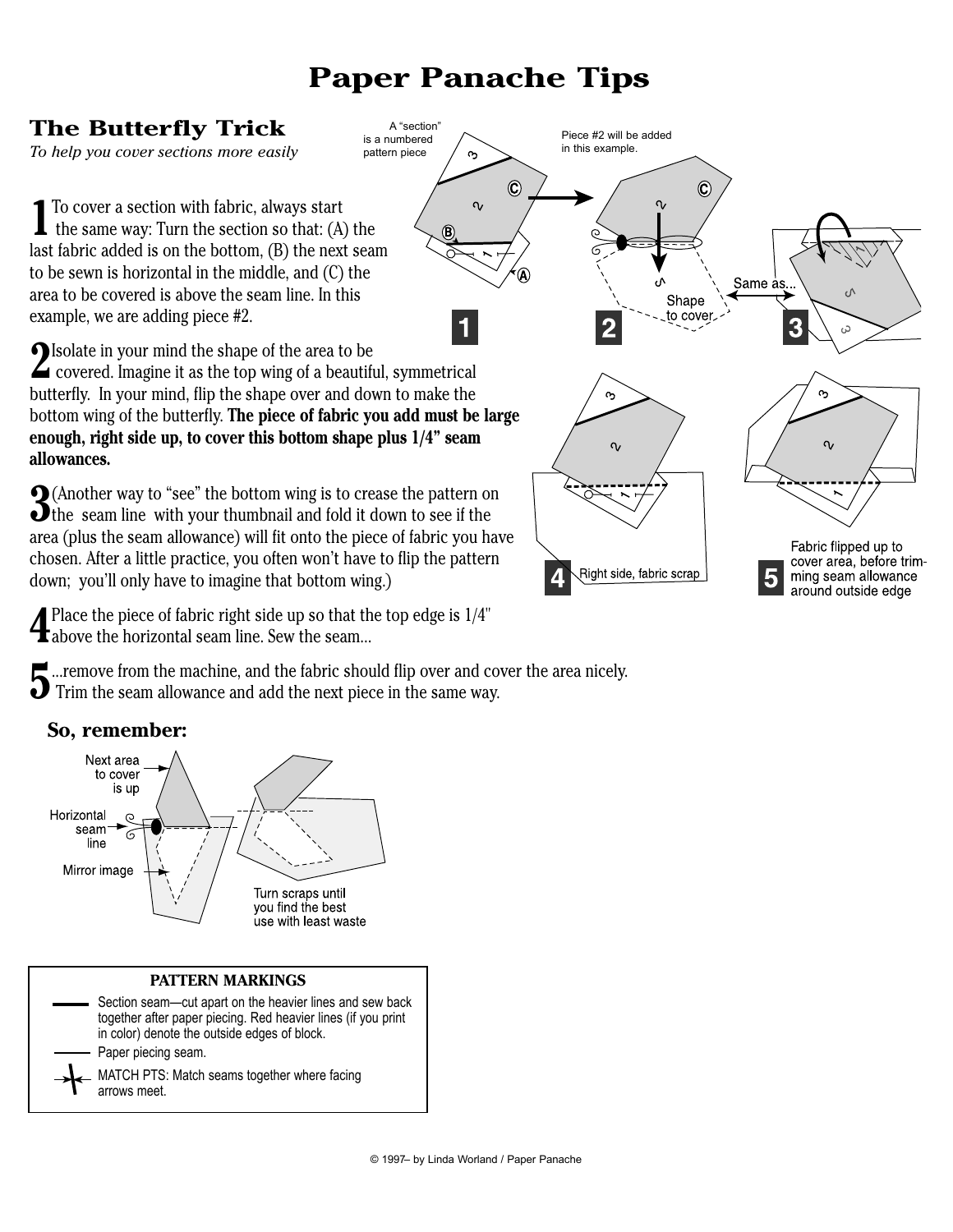# Paper Panache Tips

## The Butterfly Trick

*To help you cover sections more easily*

A "section" is a numbered pattern piece

Piece #2 will be added in this example.

Shape to cover

Same as...

Right side, fabric scrap

Fabric flipped up to cover area, before trimming seam allowance around outside edge

**1** To cover a section with fabric, always start the same way: Turn the section so that: (A) the last fabric added is on the bottom, (B) the next seam to be sewn is horizontal in the middle, and (C) the area to be covered is above the seam line. In this example, we are adding piece #2.

**2** Isolate in your mind the shape of the area to be covered. Imagine it as the top wing of a beautiful, symmetrical butterfly. In your mind, flip the shape over and down to make the bottom wing of the butterfly. **The piece of fabric you add must be large enough, right side up, to cover this bottom shape plus 1/4" seam allowances.**

**3** (Another way to "see" the bottom wing is to crease the pattern on the seam line with your thumbnail and fold it down to see if the area (plus the seam allowance) will fit onto the piece of fabric you have chosen. After a little practice, you often won't have to flip the pattern down; you'll only have to imagine that bottom wing.)

**4** Place the piece of fabric right side up so that the top edge is 1/4" above the horizontal seam line. Sew the seam...

**5** ...remove from the machine, and the fabric should flip over and cover the area nicely. Trim the seam allowance and add the next piece in the same way.

### So, remember:

Next area to cover is up

Horizontal seam line

Mirror image

Turn scraps until you find the best use with least waste

**PATTERN MARKINGS**

- Section seam—cut apart on the heavier lines and sew back together after paper piecing. Red heavier lines (if you print in color) denote the outside edges of block.
- Paper piecing seam.
- MATCH PTS: Match seams together where facing arrows meet.

© 1997– by Linda Worland / Paper Panache